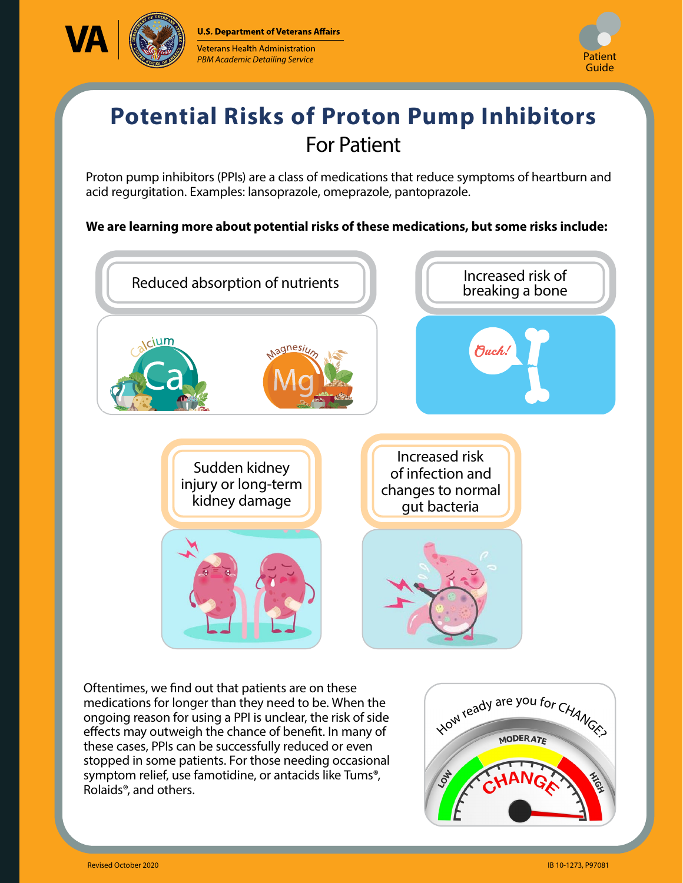U.S. Department of Veterans Affairs

Veterans Health Administration

*PBM Academic Detailing Service*

Patient Guide

# Potential Risks of Proton Pump Inhibitors

## For Patient

Proton pump inhibitors (PPIs) are a class of medications that reduce symptoms of heartburn and acid regurgitation. Examples: lansoprazole, omeprazole, pantoprazole.

**We are learning more about potential risks of these medications, but some risks include:**

- Reduced absorption of nutrients
- Increased risk of breaking a bone
- Sudden kidney injury or long-term kidney damage
- Increased risk of infection and changes to normal gut bacteria

Oftentimes, we find out that patients are on these medications for longer than they need to be. When the ongoing reason for using a PPI is unclear, the risk of side effects may outweigh the chance of benefit. In many of these cases, PPIs can be successfully reduced or even stopped in some patients. For those needing occasional symptom relief, use famotidine, or antacids like Tums®, Rolaids®, and others.

How ready are you for CHANGE?

Revised October 2020

IB 10-1273, P97081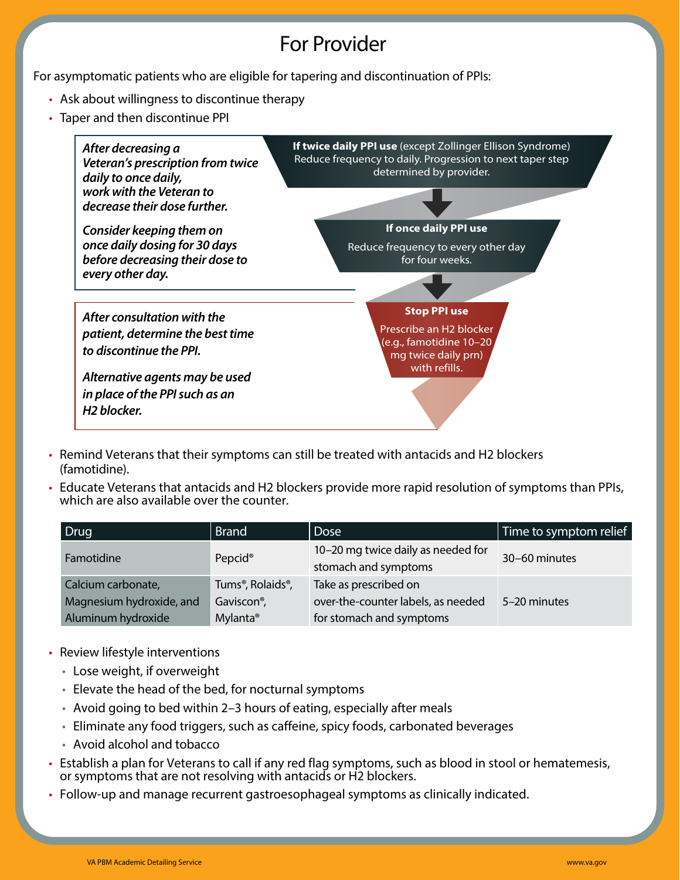# For Provider

For asymptomatic patients who are eligible for tapering and discontinuation of PPIs:

- Ask about willingness to discontinue therapy
- Taper and then discontinue PPI

*After decreasing a Veteran's prescription from twice daily to once daily, work with the Veteran to decrease their dose further.*

*Consider keeping them on once daily dosing for 30 days before decreasing their dose to every other day.*

**If twice daily PPI use** (except Zollinger Ellison Syndrome)
Reduce frequency to daily. Progression to next taper step determined by provider.

**If once daily PPI use**

Reduce frequency to every other day for four weeks.

*After consultation with the patient, determine the best time to discontinue the PPI.*

*Alternative agents may be used in place of the PPI such as an H2 blocker.*

**Stop PPI use**

Prescribe an H2 blocker (e.g., famotidine 10–20 mg twice daily prn) with refills.

- Remind Veterans that their symptoms can still be treated with antacids and H2 blockers (famotidine).
- Educate Veterans that antacids and H2 blockers provide more rapid resolution of symptoms than PPIs, which are also available over the counter.

| Drug | Brand | Dose | Time to symptom relief |
|---|---|---|---|
| Famotidine | Pepcid® | 10–20 mg twice daily as needed for stomach and symptoms | 30–60 minutes |
| Calcium carbonate, Magnesium hydroxide, and Aluminum hydroxide | Tums®, Rolaids®, Gaviscon®, Mylanta® | Take as prescribed on over-the-counter labels, as needed for stomach and symptoms | 5–20 minutes |

- Review lifestyle interventions
  - Lose weight, if overweight
  - Elevate the head of the bed, for nocturnal symptoms
  - Avoid going to bed within 2–3 hours of eating, especially after meals
  - Eliminate any food triggers, such as caffeine, spicy foods, carbonated beverages
  - Avoid alcohol and tobacco
- Establish a plan for Veterans to call if any red flag symptoms, such as blood in stool or hematemesis, or symptoms that are not resolving with antacids or H2 blockers.
- Follow-up and manage recurrent gastroesophageal symptoms as clinically indicated.